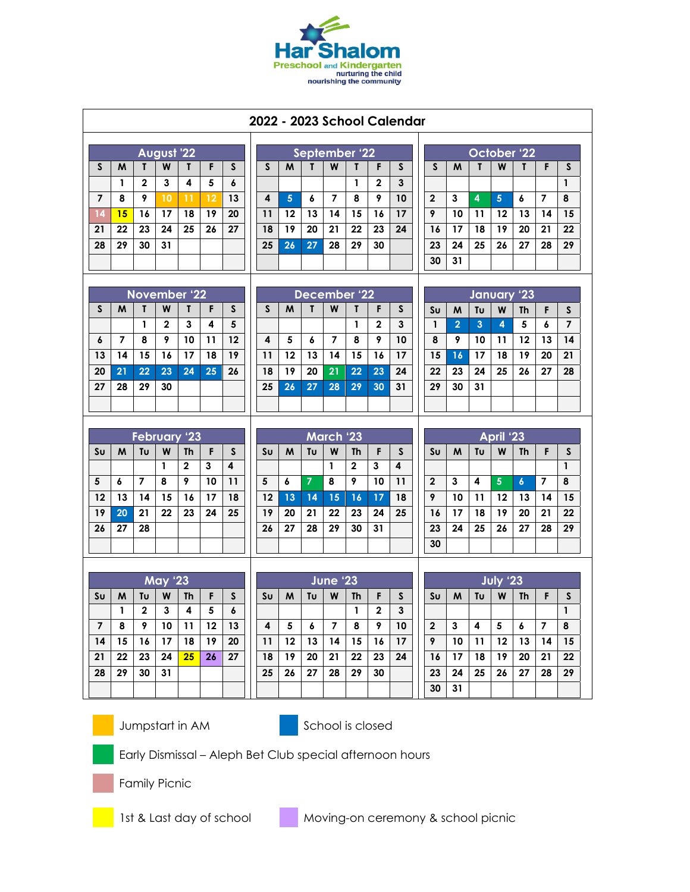Har Shalom
Preschool and Kindergarten
nurturing the child
nourishing the community

# 2022 - 2023 School Calendar

## August '22

| S | M | T | W | T | F | S |
|---|---|---|---|---|---|---|
| | 1 | 2 | 3 | 4 | 5 | 6 |
| 7 | 8 | 9 | 10 | 11 | 12 | 13 |
| 14 | 15 | 16 | 17 | 18 | 19 | 20 |
| 21 | 22 | 23 | 24 | 25 | 26 | 27 |
| 28 | 29 | 30 | 31 | | | |

## September '22

| S | M | T | W | T | F | S |
|---|---|---|---|---|---|---|
| | | | | 1 | 2 | 3 |
| 4 | 5 | 6 | 7 | 8 | 9 | 10 |
| 11 | 12 | 13 | 14 | 15 | 16 | 17 |
| 18 | 19 | 20 | 21 | 22 | 23 | 24 |
| 25 | 26 | 27 | 28 | 29 | 30 | |

## October '22

| S | M | T | W | T | F | S |
|---|---|---|---|---|---|---|
| | | | | | | 1 |
| 2 | 3 | 4 | 5 | 6 | 7 | 8 |
| 9 | 10 | 11 | 12 | 13 | 14 | 15 |
| 16 | 17 | 18 | 19 | 20 | 21 | 22 |
| 23 | 24 | 25 | 26 | 27 | 28 | 29 |
| 30 | 31 | | | | | |

## November '22

| S | M | T | W | T | F | S |
|---|---|---|---|---|---|---|
| | | 1 | 2 | 3 | 4 | 5 |
| 6 | 7 | 8 | 9 | 10 | 11 | 12 |
| 13 | 14 | 15 | 16 | 17 | 18 | 19 |
| 20 | 21 | 22 | 23 | 24 | 25 | 26 |
| 27 | 28 | 29 | 30 | | | |

## December '22

| S | M | T | W | T | F | S |
|---|---|---|---|---|---|---|
| | | | | 1 | 2 | 3 |
| 4 | 5 | 6 | 7 | 8 | 9 | 10 |
| 11 | 12 | 13 | 14 | 15 | 16 | 17 |
| 18 | 19 | 20 | 21 | 22 | 23 | 24 |
| 25 | 26 | 27 | 28 | 29 | 30 | 31 |

## January '23

| Su | M | Tu | W | Th | F | S |
|---|---|---|---|---|---|---|
| 1 | 2 | 3 | 4 | 5 | 6 | 7 |
| 8 | 9 | 10 | 11 | 12 | 13 | 14 |
| 15 | 16 | 17 | 18 | 19 | 20 | 21 |
| 22 | 23 | 24 | 25 | 26 | 27 | 28 |
| 29 | 30 | 31 | | | | |

## February '23

| Su | M | Tu | W | Th | F | S |
|---|---|---|---|---|---|---|
| | | | 1 | 2 | 3 | 4 |
| 5 | 6 | 7 | 8 | 9 | 10 | 11 |
| 12 | 13 | 14 | 15 | 16 | 17 | 18 |
| 19 | 20 | 21 | 22 | 23 | 24 | 25 |
| 26 | 27 | 28 | | | | |

## March '23

| Su | M | Tu | W | Th | F | S |
|---|---|---|---|---|---|---|
| | | | 1 | 2 | 3 | 4 |
| 5 | 6 | 7 | 8 | 9 | 10 | 11 |
| 12 | 13 | 14 | 15 | 16 | 17 | 18 |
| 19 | 20 | 21 | 22 | 23 | 24 | 25 |
| 26 | 27 | 28 | 29 | 30 | 31 | |

## April '23

| Su | M | Tu | W | Th | F | S |
|---|---|---|---|---|---|---|
| | | | | | | 1 |
| 2 | 3 | 4 | 5 | 6 | 7 | 8 |
| 9 | 10 | 11 | 12 | 13 | 14 | 15 |
| 16 | 17 | 18 | 19 | 20 | 21 | 22 |
| 23 | 24 | 25 | 26 | 27 | 28 | 29 |
| 30 | | | | | | |

## May '23

| Su | M | Tu | W | Th | F | S |
|---|---|---|---|---|---|---|
| | 1 | 2 | 3 | 4 | 5 | 6 |
| 7 | 8 | 9 | 10 | 11 | 12 | 13 |
| 14 | 15 | 16 | 17 | 18 | 19 | 20 |
| 21 | 22 | 23 | 24 | 25 | 26 | 27 |
| 28 | 29 | 30 | 31 | | | |

## June '23

| Su | M | Tu | W | Th | F | S |
|---|---|---|---|---|---|---|
| | | | | 1 | 2 | 3 |
| 4 | 5 | 6 | 7 | 8 | 9 | 10 |
| 11 | 12 | 13 | 14 | 15 | 16 | 17 |
| 18 | 19 | 20 | 21 | 22 | 23 | 24 |
| 25 | 26 | 27 | 28 | 29 | 30 | |

## July '23

| Su | M | Tu | W | Th | F | S |
|---|---|---|---|---|---|---|
| | | | | | | 1 |
| 2 | 3 | 4 | 5 | 6 | 7 | 8 |
| 9 | 10 | 11 | 12 | 13 | 14 | 15 |
| 16 | 17 | 18 | 19 | 20 | 21 | 22 |
| 23 | 24 | 25 | 26 | 27 | 28 | 29 |
| 30 | 31 | | | | | |

## Key

- Jumpstart in AM: August 10, 11, 12
- School is closed: September 5, 26, 27; October 5; November 21, 22, 23, 24, 25; December 22, 23, 26, 27, 28, 29, 30; January 2, 3, 4, 16; February 20; March 13, 14, 15, 16, 17; April 6
- Early Dismissal – Aleph Bet Club special afternoon hours: October 4; December 21; March 7; April 5
- Family Picnic: August 14
- 1st & Last day of school: August 15; May 25
- Moving-on ceremony & school picnic: May 26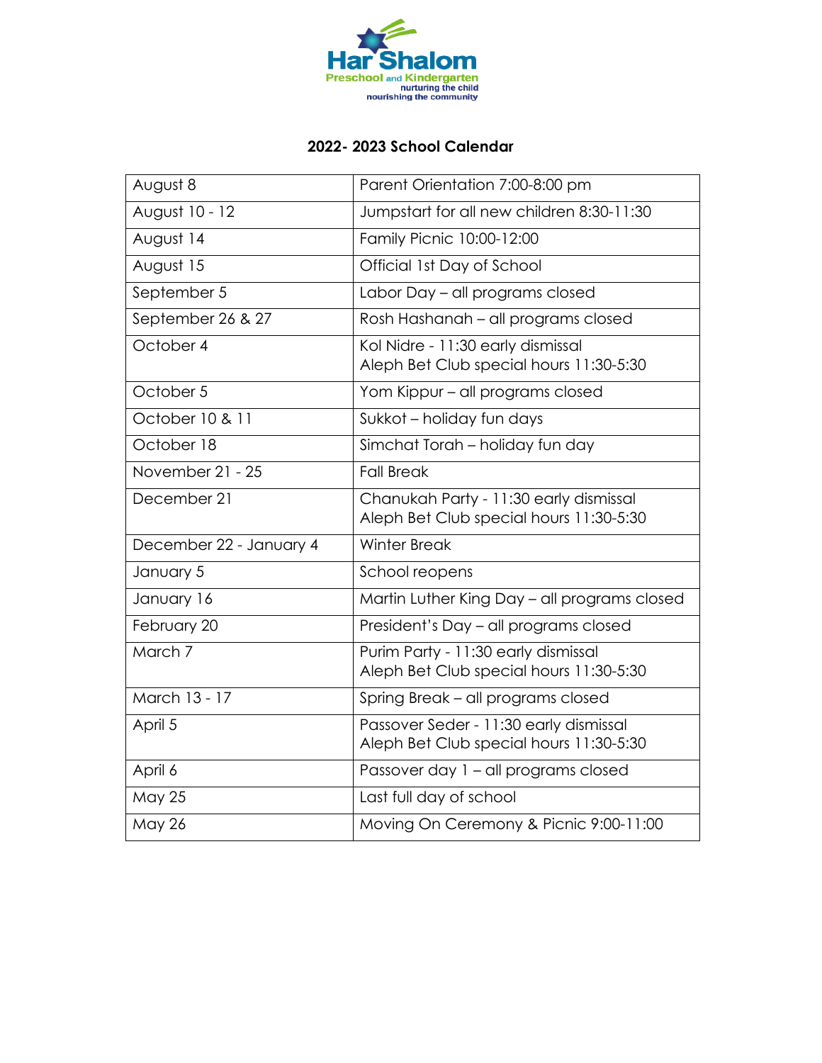Har Shalom
Preschool and Kindergarten
nurturing the child
nourishing the community

## 2022- 2023 School Calendar

| | |
|---|---|
| August 8 | Parent Orientation 7:00-8:00 pm |
| August 10 - 12 | Jumpstart for all new children 8:30-11:30 |
| August 14 | Family Picnic 10:00-12:00 |
| August 15 | Official 1st Day of School |
| September 5 | Labor Day – all programs closed |
| September 26 & 27 | Rosh Hashanah – all programs closed |
| October 4 | Kol Nidre - 11:30 early dismissal<br>Aleph Bet Club special hours 11:30-5:30 |
| October 5 | Yom Kippur – all programs closed |
| October 10 & 11 | Sukkot – holiday fun days |
| October 18 | Simchat Torah – holiday fun day |
| November 21 - 25 | Fall Break |
| December 21 | Chanukah Party - 11:30 early dismissal<br>Aleph Bet Club special hours 11:30-5:30 |
| December 22 - January 4 | Winter Break |
| January 5 | School reopens |
| January 16 | Martin Luther King Day – all programs closed |
| February 20 | President's Day – all programs closed |
| March 7 | Purim Party - 11:30 early dismissal<br>Aleph Bet Club special hours 11:30-5:30 |
| March 13 - 17 | Spring Break – all programs closed |
| April 5 | Passover Seder - 11:30 early dismissal<br>Aleph Bet Club special hours 11:30-5:30 |
| April 6 | Passover day 1 – all programs closed |
| May 25 | Last full day of school |
| May 26 | Moving On Ceremony & Picnic 9:00-11:00 |